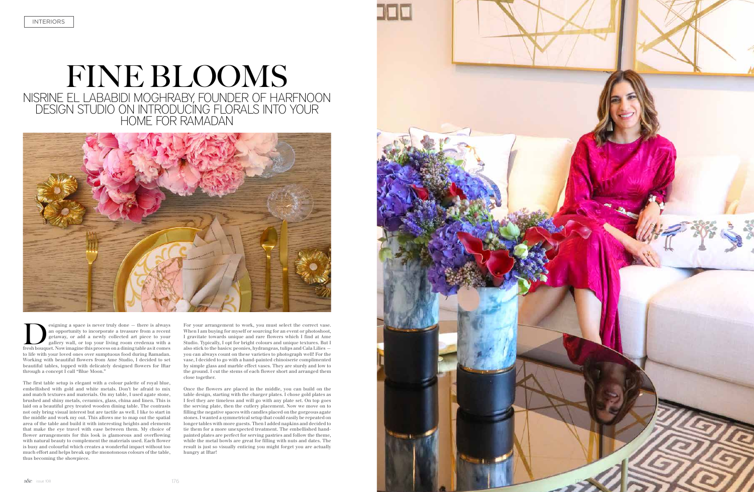INTERIORS

# FINE BLOOMS

## NISRINE EL LABABIDI MOGHRABY, FOUNDER OF HARFNOON DESIGN STUDIO ON INTRODUCING FLORALS INTO YOUR HOME FOR RAMADAN

Designing a space is never truly done — there is always an opportunity to incorporate a treasure from a recent getaway, or add a newly collected art piece to your gallery wall, or top your living room credenza with a fresh bouquet. Now imagine this process on a dining table as it comes to life with your loved ones over sumptuous food during Ramadan. Working with beautiful flowers from Ame Studio, I decided to set beautiful tables, topped with delicately designed flowers for Iftar through a concept I call "Blue Moon."

The first table setup is elegant with a colour palette of royal blue, embellished with gold and white metals. Don't be afraid to mix and match textures and materials. On my table, I used agate stone, brushed and shiny metals, ceramics, glass, china and linen. This is laid on a beautiful grey treated wooden dining table. The contrasts not only bring visual interest but are tactile as well. I like to start in the middle and work my out. This allows me to map out the spatial area of the table and build it with interesting heights and elements that make the eye travel with ease between them. My choice of flower arrangements for this look is glamorous and overflowing with natural beauty to complement the materials used. Each flower is busy and colourful which creates a wonderful impact without too much effort and helps break up the monotonous colours of the table, thus becoming the showpiece.

For your arrangement to work, you must select the correct vase. When I am buying for myself or sourcing for an event or photoshoot, I gravitate towards unique and rare flowers which I find at Ame Studio. Typically, I opt for bright colours and unique textures. But I also stick to the basics: peonies, hydrangeas, tulips and Cala Lilies — you can always count on these varieties to photograph well! For the vase, I decided to go with a hand-painted chinoiserie complimented by simple glass and marble effect vases. They are sturdy and low to the ground. I cut the stems of each flower short and arranged them close together.

Once the flowers are placed in the middle, you can build on the table design, starting with the charger plates. I chose gold plates as I feel they are timeless and will go with any plate set. On top goes the serving plate, then the cutlery placement. Now we move on to filling the negative spaces with candles placed on the gorgeous agate stones. I wanted a symmetrical setup that could easily be repeated on longer tables with more guests. Then I added napkins and decided to tie them for a more unexpected treatment. The embellished hand-painted plates are perfect for serving pastries and follow the theme, while the metal bowls are great for filling with nuts and dates. The result is just so visually enticing you might forget you are actually hungry at Iftar!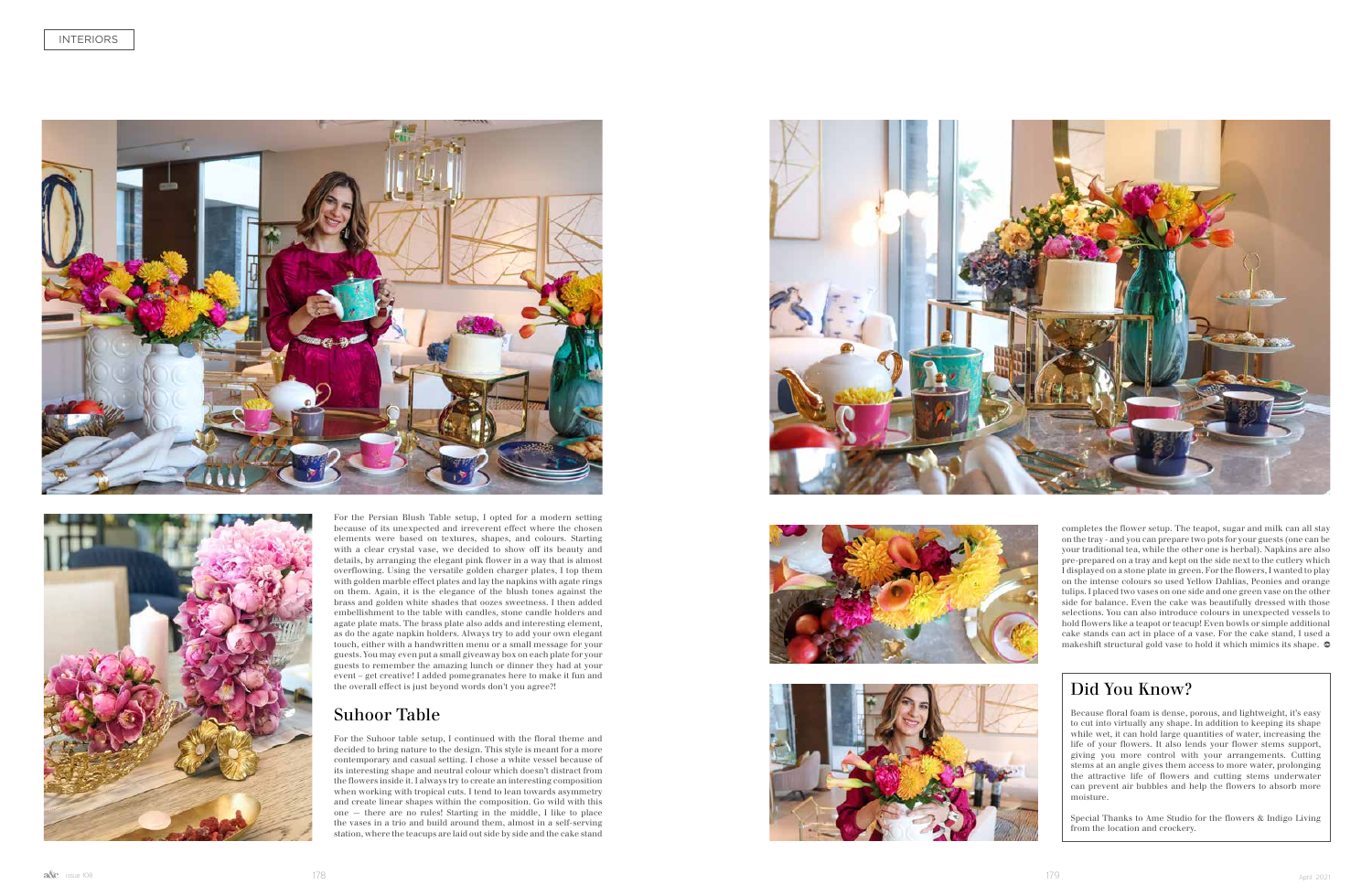For the Persian Blush Table setup, I opted for a modern setting because of its unexpected and irreverent effect where the chosen elements were based on textures, shapes, and colours. Starting with a clear crystal vase, we decided to show off its beauty and details, by arranging the elegant pink flower in a way that is almost overflowing. Using the versatile golden charger plates, I top them with golden marble effect plates and lay the napkins with agate rings on them. Again, it is the elegance of the blush tones against the brass and golden white shades that oozes sweetness. I then added embellishment to the table with candles, stone candle holders and agate plate mats. The brass plate also adds and interesting element, as do the agate napkin holders. Always try to add your own elegant touch, either with a handwritten menu or a small message for your guests. You may even put a small giveaway box on each plate for your guests to remember the amazing lunch or dinner they had at your event – get creative! I added pomegranates here to make it fun and the overall effect is just beyond words don't you agree?!

## Suhoor Table

For the Suhoor table setup, I continued with the floral theme and decided to bring nature to the design. This style is meant for a more contemporary and casual setting. I chose a white vessel because of its interesting shape and neutral colour which doesn't distract from the flowers inside it. I always try to create an interesting composition when working with tropical cuts. I tend to lean towards asymmetry and create linear shapes within the composition. Go wild with this one — there are no rules! Starting in the middle, I like to place the vases in a trio and build around them, almost in a self-serving station, where the teacups are laid out side by side and the cake stand completes the flower setup. The teapot, sugar and milk can all stay on the tray - and you can prepare two pots for your guests (one can be your traditional tea, while the other one is herbal). Napkins are also pre-prepared on a tray and kept on the side next to the cutlery which I displayed on a stone plate in green. For the flowers, I wanted to play on the intense colours so used Yellow Dahlias, Peonies and orange tulips. I placed two vases on one side and one green vase on the other side for balance. Even the cake was beautifully dressed with those selections. You can also introduce colours in unexpected vessels to hold flowers like a teapot or teacup! Even bowls or simple additional cake stands can act in place of a vase. For the cake stand, I used a makeshift structural gold vase to hold it which mimics its shape.

## Did You Know?

Because floral foam is dense, porous, and lightweight, it's easy to cut into virtually any shape. In addition to keeping its shape while wet, it can hold large quantities of water, increasing the life of your flowers. It also lends your flower stems support, giving you more control with your arrangements. Cutting stems at an angle gives them access to more water, prolonging the attractive life of flowers and cutting stems underwater can prevent air bubbles and help the flowers to absorb more moisture.

Special Thanks to Ame Studio for the flowers & Indigo Living from the location and crockery.